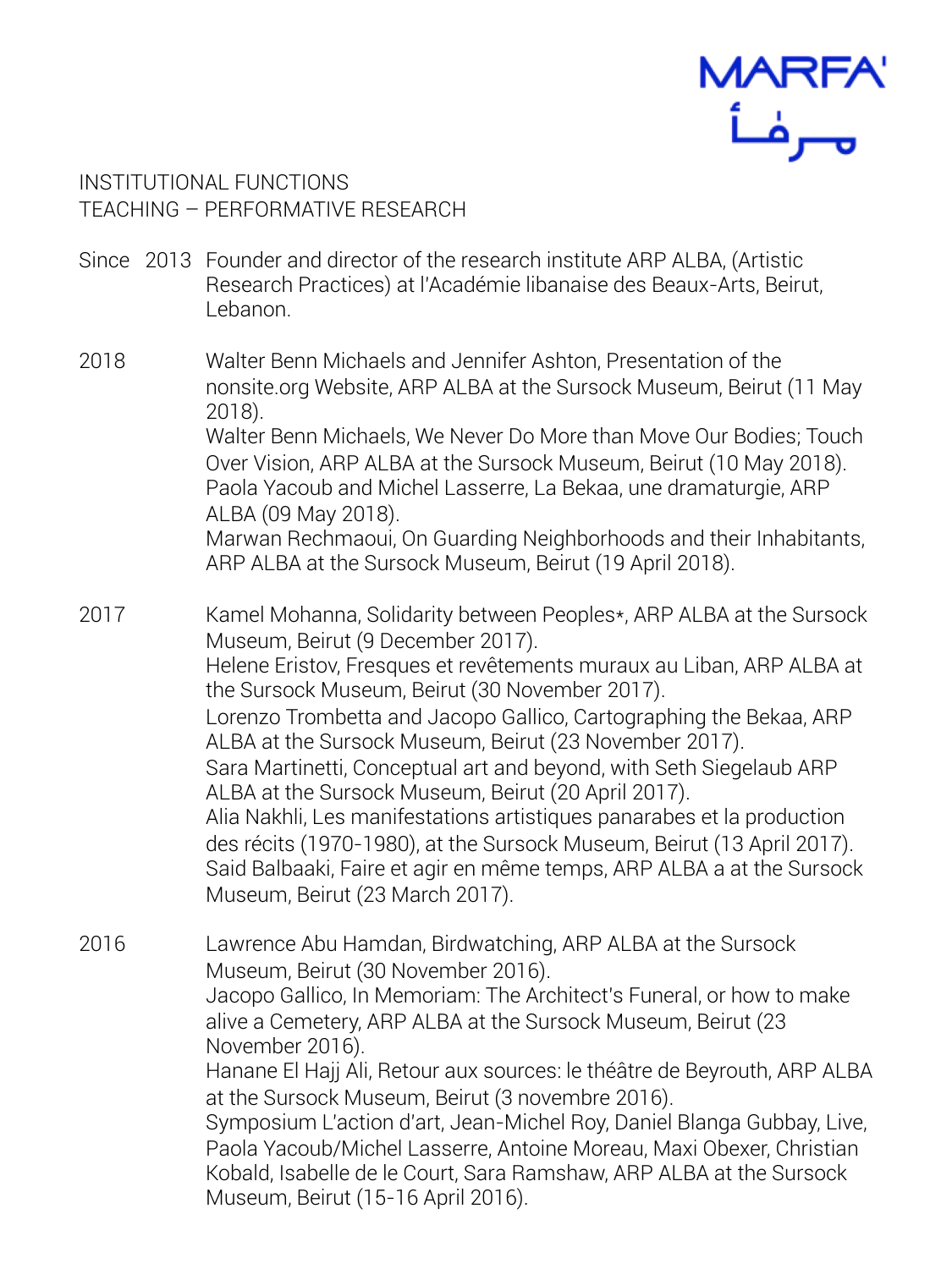MARFA'
مرفأ

INSTITUTIONAL FUNCTIONS
TEACHING – PERFORMATIVE RESEARCH

Since 2013 Founder and director of the research institute ARP ALBA, (Artistic Research Practices) at l'Académie libanaise des Beaux-Arts, Beirut, Lebanon.

2018 Walter Benn Michaels and Jennifer Ashton, Presentation of the nonsite.org Website, ARP ALBA at the Sursock Museum, Beirut (11 May 2018).
Walter Benn Michaels, We Never Do More than Move Our Bodies; Touch Over Vision, ARP ALBA at the Sursock Museum, Beirut (10 May 2018).
Paola Yacoub and Michel Lasserre, La Bekaa, une dramaturgie, ARP ALBA (09 May 2018).
Marwan Rechmaoui, On Guarding Neighborhoods and their Inhabitants, ARP ALBA at the Sursock Museum, Beirut (19 April 2018).

2017 Kamel Mohanna, Solidarity between Peoples*, ARP ALBA at the Sursock Museum, Beirut (9 December 2017).
Helene Eristov, Fresques et revêtements muraux au Liban, ARP ALBA at the Sursock Museum, Beirut (30 November 2017).
Lorenzo Trombetta and Jacopo Gallico, Cartographing the Bekaa, ARP ALBA at the Sursock Museum, Beirut (23 November 2017).
Sara Martinetti, Conceptual art and beyond, with Seth Siegelaub ARP ALBA at the Sursock Museum, Beirut (20 April 2017).
Alia Nakhli, Les manifestations artistiques panarabes et la production des récits (1970-1980), at the Sursock Museum, Beirut (13 April 2017).
Said Balbaaki, Faire et agir en même temps, ARP ALBA a at the Sursock Museum, Beirut (23 March 2017).

2016 Lawrence Abu Hamdan, Birdwatching, ARP ALBA at the Sursock Museum, Beirut (30 November 2016).
Jacopo Gallico, In Memoriam: The Architect's Funeral, or how to make alive a Cemetery, ARP ALBA at the Sursock Museum, Beirut (23 November 2016).
Hanane El Hajj Ali, Retour aux sources: le théâtre de Beyrouth, ARP ALBA at the Sursock Museum, Beirut (3 novembre 2016).
Symposium L'action d'art, Jean-Michel Roy, Daniel Blanga Gubbay, Live, Paola Yacoub/Michel Lasserre, Antoine Moreau, Maxi Obexer, Christian Kobald, Isabelle de le Court, Sara Ramshaw, ARP ALBA at the Sursock Museum, Beirut (15-16 April 2016).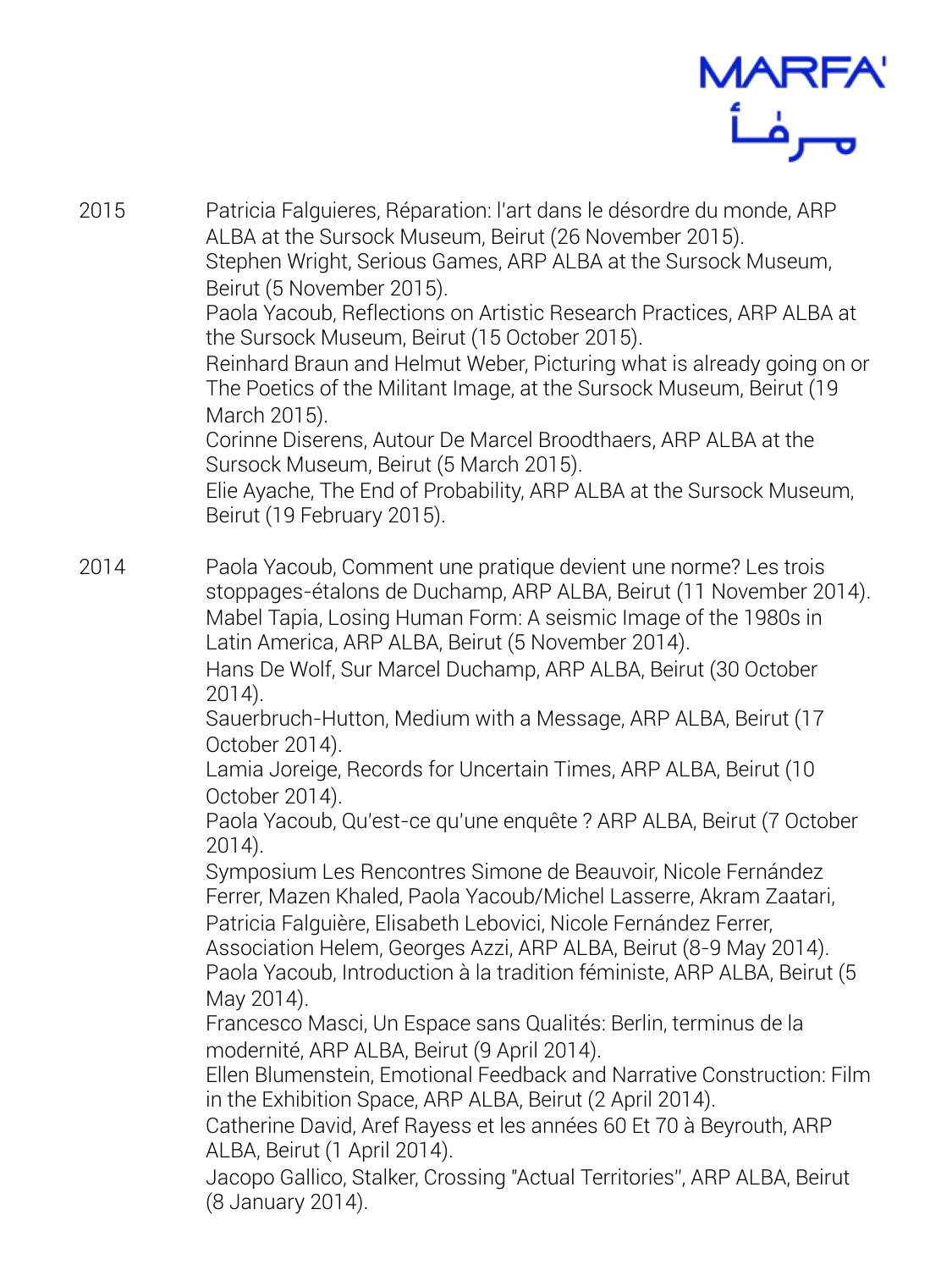2015

Patricia Falguieres, Réparation: l'art dans le désordre du monde, ARP ALBA at the Sursock Museum, Beirut (26 November 2015).
Stephen Wright, Serious Games, ARP ALBA at the Sursock Museum, Beirut (5 November 2015).
Paola Yacoub, Reflections on Artistic Research Practices, ARP ALBA at the Sursock Museum, Beirut (15 October 2015).
Reinhard Braun and Helmut Weber, Picturing what is already going on or The Poetics of the Militant Image, at the Sursock Museum, Beirut (19 March 2015).
Corinne Diserens, Autour De Marcel Broodthaers, ARP ALBA at the Sursock Museum, Beirut (5 March 2015).
Elie Ayache, The End of Probability, ARP ALBA at the Sursock Museum, Beirut (19 February 2015).

2014

Paola Yacoub, Comment une pratique devient une norme? Les trois stoppages-étalons de Duchamp, ARP ALBA, Beirut (11 November 2014).
Mabel Tapia, Losing Human Form: A seismic Image of the 1980s in Latin America, ARP ALBA, Beirut (5 November 2014).
Hans De Wolf, Sur Marcel Duchamp, ARP ALBA, Beirut (30 October 2014).
Sauerbruch-Hutton, Medium with a Message, ARP ALBA, Beirut (17 October 2014).
Lamia Joreige, Records for Uncertain Times, ARP ALBA, Beirut (10 October 2014).
Paola Yacoub, Qu'est-ce qu'une enquête ? ARP ALBA, Beirut (7 October 2014).
Symposium Les Rencontres Simone de Beauvoir, Nicole Fernández Ferrer, Mazen Khaled, Paola Yacoub/Michel Lasserre, Akram Zaatari, Patricia Falguière, Elisabeth Lebovici, Nicole Fernández Ferrer, Association Helem, Georges Azzi, ARP ALBA, Beirut (8-9 May 2014).
Paola Yacoub, Introduction à la tradition féministe, ARP ALBA, Beirut (5 May 2014).
Francesco Masci, Un Espace sans Qualités: Berlin, terminus de la modernité, ARP ALBA, Beirut (9 April 2014).
Ellen Blumenstein, Emotional Feedback and Narrative Construction: Film in the Exhibition Space, ARP ALBA, Beirut (2 April 2014).
Catherine David, Aref Rayess et les années 60 Et 70 à Beyrouth, ARP ALBA, Beirut (1 April 2014).
Jacopo Gallico, Stalker, Crossing "Actual Territories", ARP ALBA, Beirut (8 January 2014).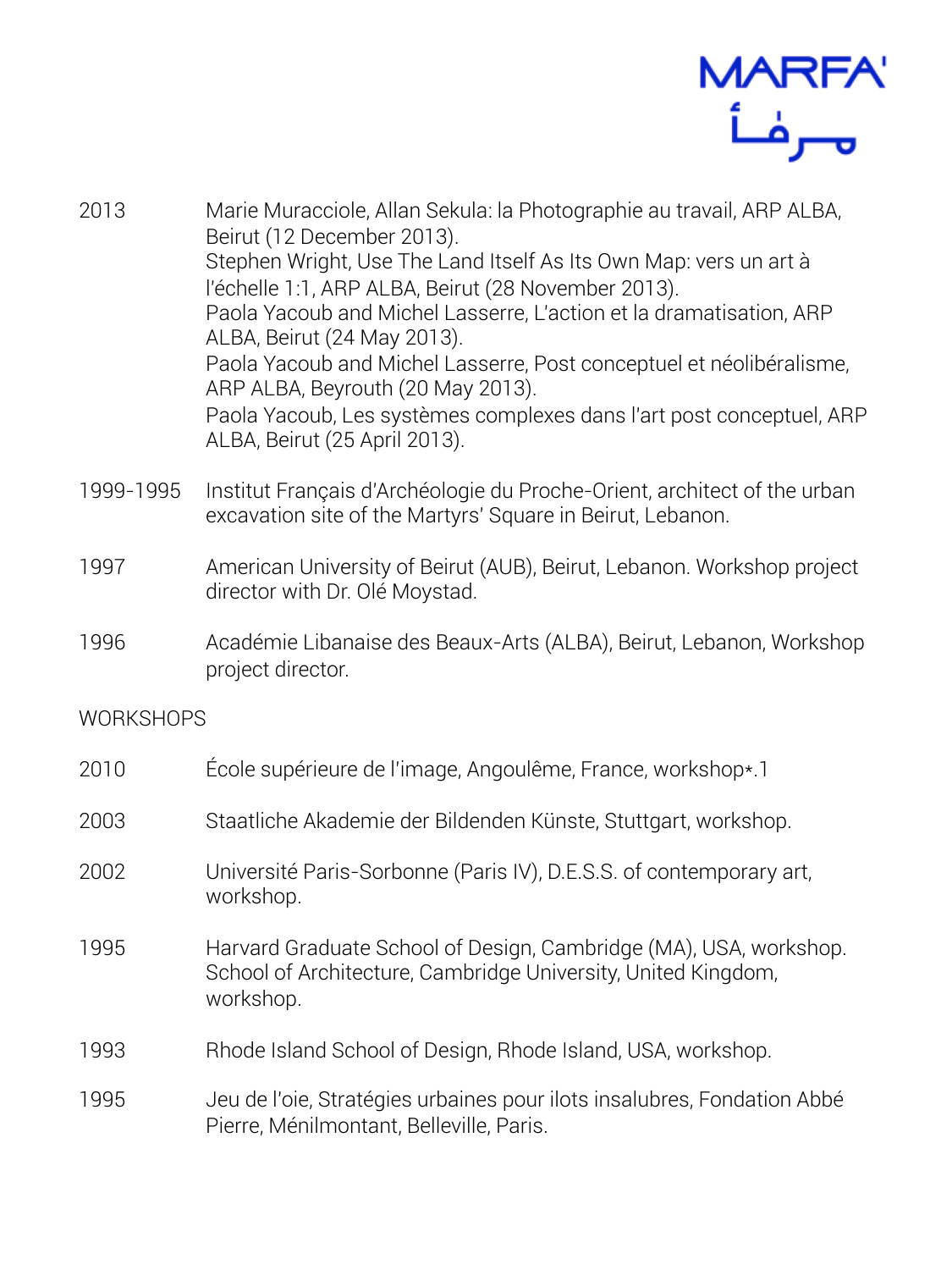2013 Marie Muracciole, Allan Sekula: la Photographie au travail, ARP ALBA, Beirut (12 December 2013).
Stephen Wright, Use The Land Itself As Its Own Map: vers un art à l'échelle 1:1, ARP ALBA, Beirut (28 November 2013).
Paola Yacoub and Michel Lasserre, L'action et la dramatisation, ARP ALBA, Beirut (24 May 2013).
Paola Yacoub and Michel Lasserre, Post conceptuel et néolibéralisme, ARP ALBA, Beyrouth (20 May 2013).
Paola Yacoub, Les systèmes complexes dans l'art post conceptuel, ARP ALBA, Beirut (25 April 2013).

1999-1995 Institut Français d'Archéologie du Proche-Orient, architect of the urban excavation site of the Martyrs' Square in Beirut, Lebanon.

1997 American University of Beirut (AUB), Beirut, Lebanon. Workshop project director with Dr. Olé Moystad.

1996 Académie Libanaise des Beaux-Arts (ALBA), Beirut, Lebanon, Workshop project director.

## WORKSHOPS

2010 École supérieure de l'image, Angoulême, France, workshop*.1

2003 Staatliche Akademie der Bildenden Künste, Stuttgart, workshop.

2002 Université Paris-Sorbonne (Paris IV), D.E.S.S. of contemporary art, workshop.

1995 Harvard Graduate School of Design, Cambridge (MA), USA, workshop.
School of Architecture, Cambridge University, United Kingdom, workshop.

1993 Rhode Island School of Design, Rhode Island, USA, workshop.

1995 Jeu de l'oie, Stratégies urbaines pour ilots insalubres, Fondation Abbé Pierre, Ménilmontant, Belleville, Paris.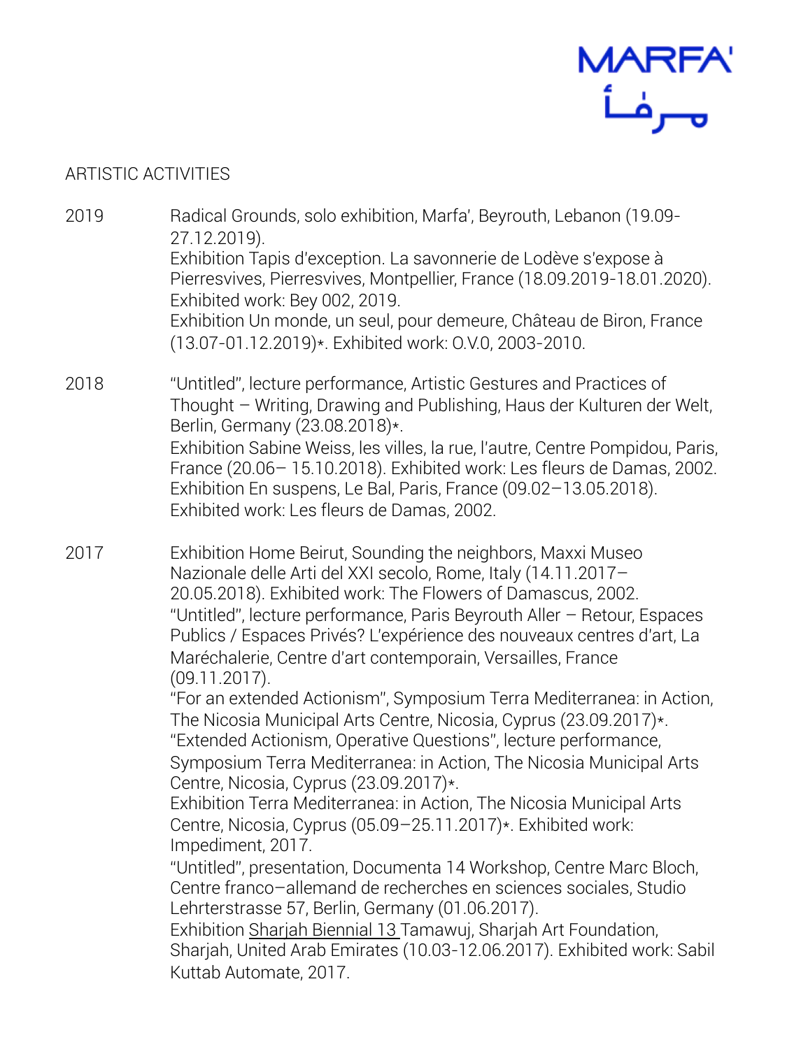ARTISTIC ACTIVITIES

2019

Radical Grounds, solo exhibition, Marfa', Beyrouth, Lebanon (19.09-27.12.2019).
Exhibition Tapis d'exception. La savonnerie de Lodève s'expose à Pierresvives, Pierresvives, Montpellier, France (18.09.2019-18.01.2020). Exhibited work: Bey 002, 2019.
Exhibition Un monde, un seul, pour demeure, Château de Biron, France (13.07-01.12.2019)*. Exhibited work: O.V.0, 2003-2010.

2018

"Untitled", lecture performance, Artistic Gestures and Practices of Thought – Writing, Drawing and Publishing, Haus der Kulturen der Welt, Berlin, Germany (23.08.2018)*.
Exhibition Sabine Weiss, les villes, la rue, l'autre, Centre Pompidou, Paris, France (20.06– 15.10.2018). Exhibited work: Les fleurs de Damas, 2002.
Exhibition En suspens, Le Bal, Paris, France (09.02–13.05.2018). Exhibited work: Les fleurs de Damas, 2002.

2017

Exhibition Home Beirut, Sounding the neighbors, Maxxi Museo Nazionale delle Arti del XXI secolo, Rome, Italy (14.11.2017–20.05.2018). Exhibited work: The Flowers of Damascus, 2002.
"Untitled", lecture performance, Paris Beyrouth Aller – Retour, Espaces Publics / Espaces Privés? L'expérience des nouveaux centres d'art, La Maréchalerie, Centre d'art contemporain, Versailles, France (09.11.2017).
"For an extended Actionism", Symposium Terra Mediterranea: in Action, The Nicosia Municipal Arts Centre, Nicosia, Cyprus (23.09.2017)*.
"Extended Actionism, Operative Questions", lecture performance, Symposium Terra Mediterranea: in Action, The Nicosia Municipal Arts Centre, Nicosia, Cyprus (23.09.2017)*.
Exhibition Terra Mediterranea: in Action, The Nicosia Municipal Arts Centre, Nicosia, Cyprus (05.09–25.11.2017)*. Exhibited work: Impediment, 2017.
"Untitled", presentation, Documenta 14 Workshop, Centre Marc Bloch, Centre franco–allemand de recherches en sciences sociales, Studio Lehrterstrasse 57, Berlin, Germany (01.06.2017).
Exhibition Sharjah Biennial 13 Tamawuj, Sharjah Art Foundation, Sharjah, United Arab Emirates (10.03-12.06.2017). Exhibited work: Sabil Kuttab Automate, 2017.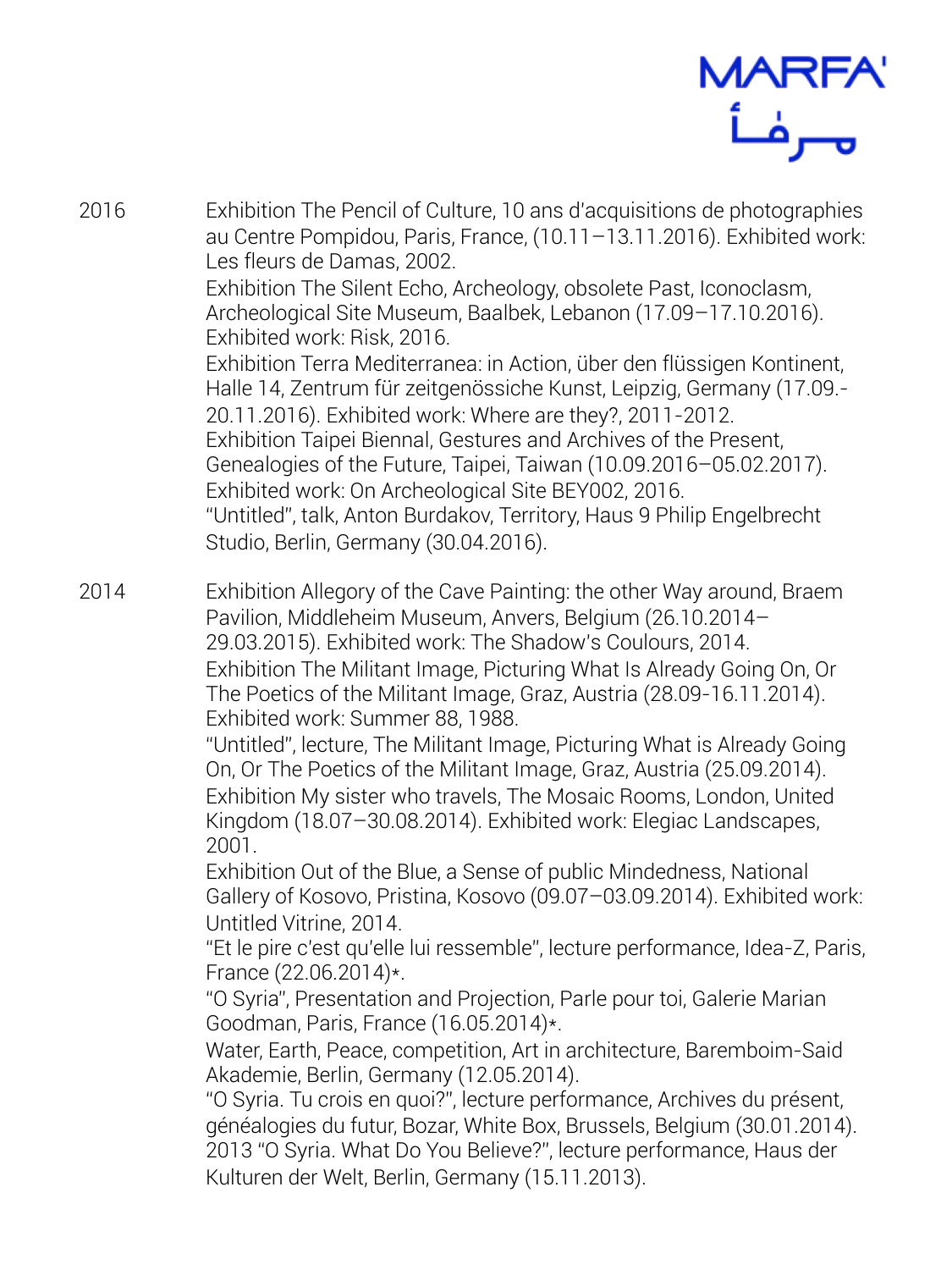2016

Exhibition The Pencil of Culture, 10 ans d'acquisitions de photographies au Centre Pompidou, Paris, France, (10.11–13.11.2016). Exhibited work: Les fleurs de Damas, 2002.
Exhibition The Silent Echo, Archeology, obsolete Past, Iconoclasm, Archeological Site Museum, Baalbek, Lebanon (17.09–17.10.2016). Exhibited work: Risk, 2016.
Exhibition Terra Mediterranea: in Action, über den flüssigen Kontinent, Halle 14, Zentrum für zeitgenössiche Kunst, Leipzig, Germany (17.09.-20.11.2016). Exhibited work: Where are they?, 2011-2012.
Exhibition Taipei Biennal, Gestures and Archives of the Present, Genealogies of the Future, Taipei, Taiwan (10.09.2016–05.02.2017). Exhibited work: On Archeological Site BEY002, 2016.
"Untitled", talk, Anton Burdakov, Territory, Haus 9 Philip Engelbrecht Studio, Berlin, Germany (30.04.2016).

2014

Exhibition Allegory of the Cave Painting: the other Way around, Braem Pavilion, Middleheim Museum, Anvers, Belgium (26.10.2014–29.03.2015). Exhibited work: The Shadow's Coulours, 2014.
Exhibition The Militant Image, Picturing What Is Already Going On, Or The Poetics of the Militant Image, Graz, Austria (28.09-16.11.2014). Exhibited work: Summer 88, 1988.
"Untitled", lecture, The Militant Image, Picturing What is Already Going On, Or The Poetics of the Militant Image, Graz, Austria (25.09.2014).
Exhibition My sister who travels, The Mosaic Rooms, London, United Kingdom (18.07–30.08.2014). Exhibited work: Elegiac Landscapes, 2001.
Exhibition Out of the Blue, a Sense of public Mindedness, National Gallery of Kosovo, Pristina, Kosovo (09.07–03.09.2014). Exhibited work: Untitled Vitrine, 2014.
"Et le pire c'est qu'elle lui ressemble", lecture performance, Idea-Z, Paris, France (22.06.2014)*.
"O Syria", Presentation and Projection, Parle pour toi, Galerie Marian Goodman, Paris, France (16.05.2014)*.
Water, Earth, Peace, competition, Art in architecture, Baremboim-Said Akademie, Berlin, Germany (12.05.2014).
"O Syria. Tu crois en quoi?", lecture performance, Archives du présent, généalogies du futur, Bozar, White Box, Brussels, Belgium (30.01.2014).
2013 "O Syria. What Do You Believe?", lecture performance, Haus der Kulturen der Welt, Berlin, Germany (15.11.2013).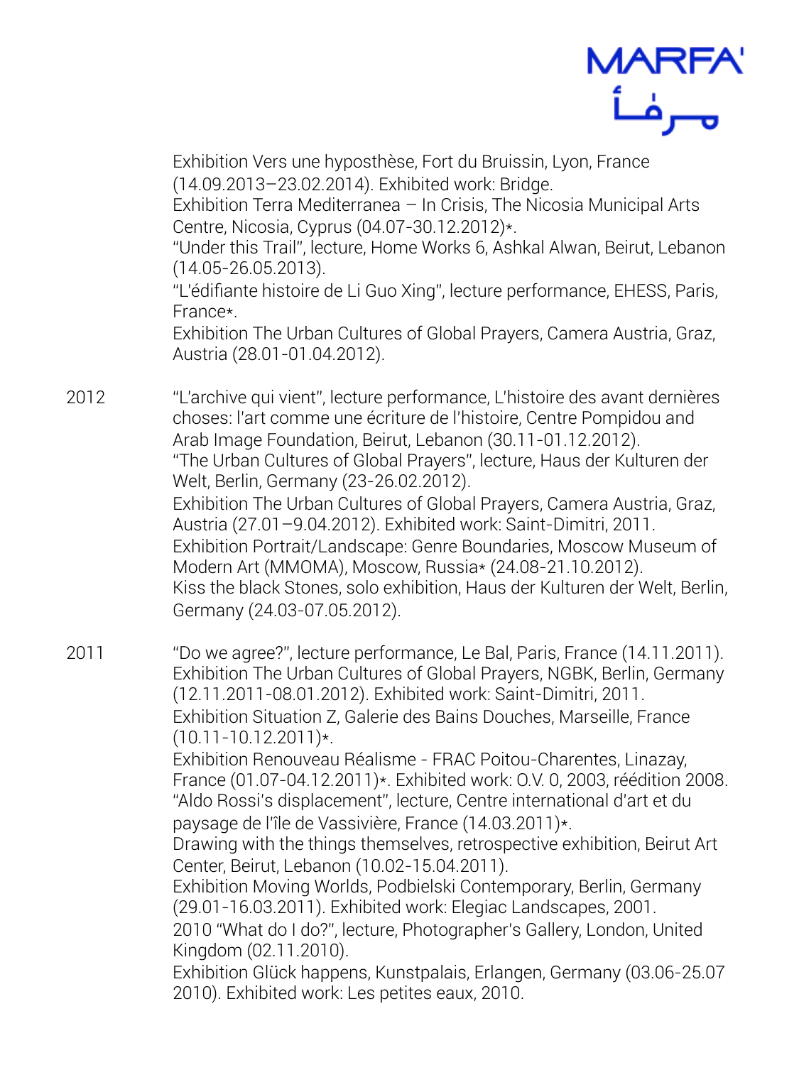Exhibition Vers une hypothèse, Fort du Bruissin, Lyon, France (14.09.2013–23.02.2014). Exhibited work: Bridge.
Exhibition Terra Mediterranea – In Crisis, The Nicosia Municipal Arts Centre, Nicosia, Cyprus (04.07-30.12.2012)*.
"Under this Trail", lecture, Home Works 6, Ashkal Alwan, Beirut, Lebanon (14.05-26.05.2013).
"L'édifiante histoire de Li Guo Xing", lecture performance, EHESS, Paris, France*.
Exhibition The Urban Cultures of Global Prayers, Camera Austria, Graz, Austria (28.01-01.04.2012).

2012 "L'archive qui vient", lecture performance, L'histoire des avant dernières choses: l'art comme une écriture de l'histoire, Centre Pompidou and Arab Image Foundation, Beirut, Lebanon (30.11-01.12.2012).
"The Urban Cultures of Global Prayers", lecture, Haus der Kulturen der Welt, Berlin, Germany (23-26.02.2012).
Exhibition The Urban Cultures of Global Prayers, Camera Austria, Graz, Austria (27.01–9.04.2012). Exhibited work: Saint-Dimitri, 2011.
Exhibition Portrait/Landscape: Genre Boundaries, Moscow Museum of Modern Art (MMOMA), Moscow, Russia* (24.08-21.10.2012).
Kiss the black Stones, solo exhibition, Haus der Kulturen der Welt, Berlin, Germany (24.03-07.05.2012).

2011 "Do we agree?", lecture performance, Le Bal, Paris, France (14.11.2011).
Exhibition The Urban Cultures of Global Prayers, NGBK, Berlin, Germany (12.11.2011-08.01.2012). Exhibited work: Saint-Dimitri, 2011.
Exhibition Situation Z, Galerie des Bains Douches, Marseille, France (10.11-10.12.2011)*.
Exhibition Renouveau Réalisme - FRAC Poitou-Charentes, Linazay, France (01.07-04.12.2011)*. Exhibited work: O.V. 0, 2003, réédition 2008.
"Aldo Rossi's displacement", lecture, Centre international d'art et du paysage de l'île de Vassivière, France (14.03.2011)*.
Drawing with the things themselves, retrospective exhibition, Beirut Art Center, Beirut, Lebanon (10.02-15.04.2011).
Exhibition Moving Worlds, Podbielski Contemporary, Berlin, Germany (29.01-16.03.2011). Exhibited work: Elegiac Landscapes, 2001.
2010 "What do I do?", lecture, Photographer's Gallery, London, United Kingdom (02.11.2010).
Exhibition Glück happens, Kunstpalais, Erlangen, Germany (03.06-25.07 2010). Exhibited work: Les petites eaux, 2010.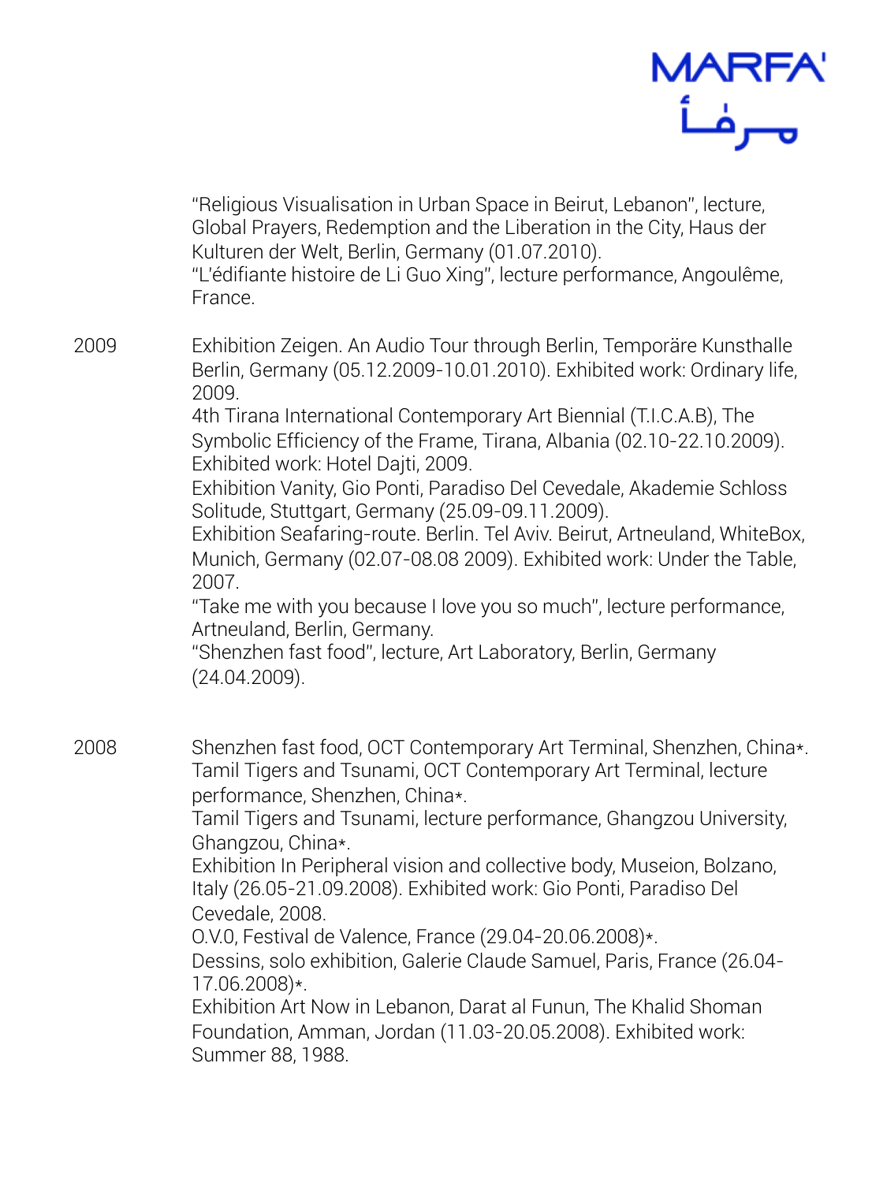"Religious Visualisation in Urban Space in Beirut, Lebanon", lecture, Global Prayers, Redemption and the Liberation in the City, Haus der Kulturen der Welt, Berlin, Germany (01.07.2010).
"L'édifiante histoire de Li Guo Xing", lecture performance, Angoulême, France.

2009

Exhibition Zeigen. An Audio Tour through Berlin, Temporäre Kunsthalle Berlin, Germany (05.12.2009-10.01.2010). Exhibited work: Ordinary life, 2009.
4th Tirana International Contemporary Art Biennial (T.I.C.A.B), The Symbolic Efficiency of the Frame, Tirana, Albania (02.10-22.10.2009). Exhibited work: Hotel Dajti, 2009.
Exhibition Vanity, Gio Ponti, Paradiso Del Cevedale, Akademie Schloss Solitude, Stuttgart, Germany (25.09-09.11.2009).
Exhibition Seafaring-route. Berlin. Tel Aviv. Beirut, Artneuland, WhiteBox, Munich, Germany (02.07-08.08 2009). Exhibited work: Under the Table, 2007.
"Take me with you because I love you so much", lecture performance, Artneuland, Berlin, Germany.
"Shenzhen fast food", lecture, Art Laboratory, Berlin, Germany (24.04.2009).

2008

Shenzhen fast food, OCT Contemporary Art Terminal, Shenzhen, China*.
Tamil Tigers and Tsunami, OCT Contemporary Art Terminal, lecture performance, Shenzhen, China*.
Tamil Tigers and Tsunami, lecture performance, Ghangzou University, Ghangzou, China*.
Exhibition In Peripheral vision and collective body, Museion, Bolzano, Italy (26.05-21.09.2008). Exhibited work: Gio Ponti, Paradiso Del Cevedale, 2008.
O.V.0, Festival de Valence, France (29.04-20.06.2008)*.
Dessins, solo exhibition, Galerie Claude Samuel, Paris, France (26.04-17.06.2008)*.
Exhibition Art Now in Lebanon, Darat al Funun, The Khalid Shoman Foundation, Amman, Jordan (11.03-20.05.2008). Exhibited work: Summer 88, 1988.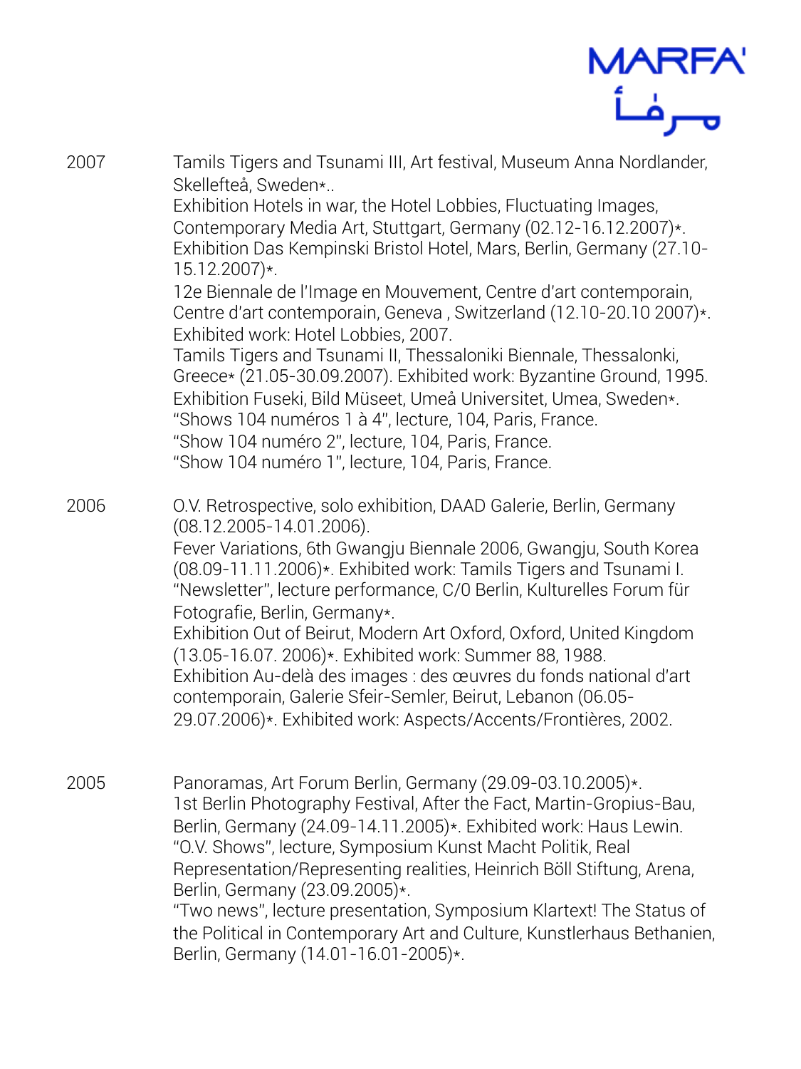2007

Tamils Tigers and Tsunami III, Art festival, Museum Anna Nordlander, Skellefteå, Sweden*..
Exhibition Hotels in war, the Hotel Lobbies, Fluctuating Images, Contemporary Media Art, Stuttgart, Germany (02.12-16.12.2007)*.
Exhibition Das Kempinski Bristol Hotel, Mars, Berlin, Germany (27.10-15.12.2007)*.
12e Biennale de l'Image en Mouvement, Centre d'art contemporain, Centre d'art contemporain, Geneva , Switzerland (12.10-20.10 2007)*. Exhibited work: Hotel Lobbies, 2007.
Tamils Tigers and Tsunami II, Thessaloniki Biennale, Thessalonki, Greece* (21.05-30.09.2007). Exhibited work: Byzantine Ground, 1995.
Exhibition Fuseki, Bild Müseet, Umeå Universitet, Umea, Sweden*.
"Shows 104 numéros 1 à 4", lecture, 104, Paris, France.
"Show 104 numéro 2", lecture, 104, Paris, France.
"Show 104 numéro 1", lecture, 104, Paris, France.

2006

O.V. Retrospective, solo exhibition, DAAD Galerie, Berlin, Germany (08.12.2005-14.01.2006).
Fever Variations, 6th Gwangju Biennale 2006, Gwangju, South Korea (08.09-11.11.2006)*. Exhibited work: Tamils Tigers and Tsunami I.
"Newsletter", lecture performance, C/0 Berlin, Kulturelles Forum für Fotografie, Berlin, Germany*.
Exhibition Out of Beirut, Modern Art Oxford, Oxford, United Kingdom (13.05-16.07. 2006)*. Exhibited work: Summer 88, 1988.
Exhibition Au-delà des images : des œuvres du fonds national d'art contemporain, Galerie Sfeir-Semler, Beirut, Lebanon (06.05-29.07.2006)*. Exhibited work: Aspects/Accents/Frontières, 2002.

2005

Panoramas, Art Forum Berlin, Germany (29.09-03.10.2005)*.
1st Berlin Photography Festival, After the Fact, Martin-Gropius-Bau, Berlin, Germany (24.09-14.11.2005)*. Exhibited work: Haus Lewin.
"O.V. Shows", lecture, Symposium Kunst Macht Politik, Real Representation/Representing realities, Heinrich Böll Stiftung, Arena, Berlin, Germany (23.09.2005)*.
"Two news", lecture presentation, Symposium Klartext! The Status of the Political in Contemporary Art and Culture, Kunstlerhaus Bethanien, Berlin, Germany (14.01-16.01-2005)*.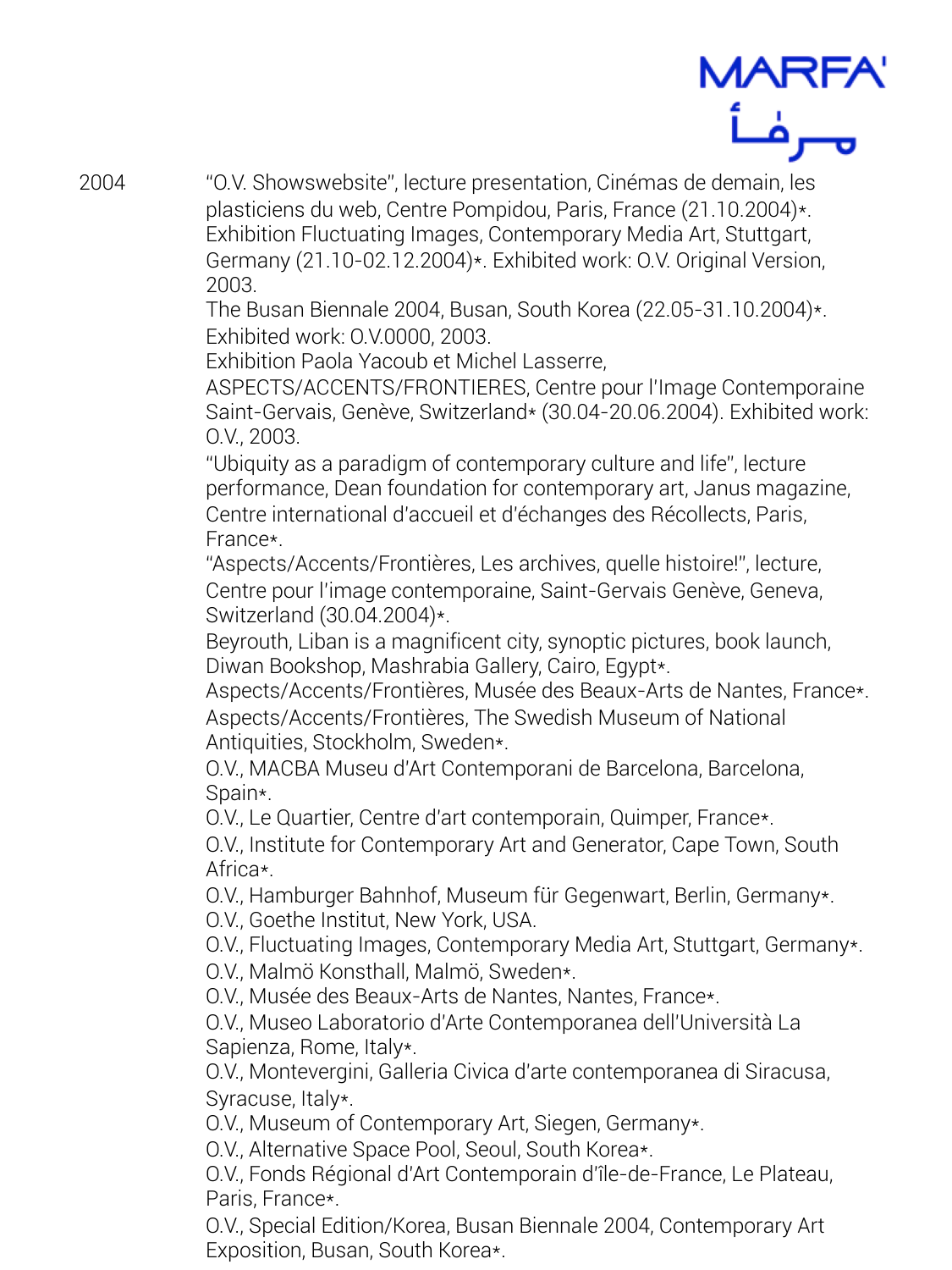2004

"O.V. Showswebsite", lecture presentation, Cinémas de demain, les plasticiens du web, Centre Pompidou, Paris, France (21.10.2004)*.
Exhibition Fluctuating Images, Contemporary Media Art, Stuttgart, Germany (21.10-02.12.2004)*. Exhibited work: O.V. Original Version, 2003.
The Busan Biennale 2004, Busan, South Korea (22.05-31.10.2004)*. Exhibited work: O.V.0000, 2003.
Exhibition Paola Yacoub et Michel Lasserre, ASPECTS/ACCENTS/FRONTIERES, Centre pour l'Image Contemporaine Saint-Gervais, Genève, Switzerland* (30.04-20.06.2004). Exhibited work: O.V., 2003.
"Ubiquity as a paradigm of contemporary culture and life", lecture performance, Dean foundation for contemporary art, Janus magazine, Centre international d'accueil et d'échanges des Récollects, Paris, France*.
"Aspects/Accents/Frontières, Les archives, quelle histoire!", lecture, Centre pour l'image contemporaine, Saint-Gervais Genève, Geneva, Switzerland (30.04.2004)*.
Beyrouth, Liban is a magnificent city, synoptic pictures, book launch, Diwan Bookshop, Mashrabia Gallery, Cairo, Egypt*.
Aspects/Accents/Frontières, Musée des Beaux-Arts de Nantes, France*.
Aspects/Accents/Frontières, The Swedish Museum of National Antiquities, Stockholm, Sweden*.
O.V., MACBA Museu d'Art Contemporani de Barcelona, Barcelona, Spain*.
O.V., Le Quartier, Centre d'art contemporain, Quimper, France*.
O.V., Institute for Contemporary Art and Generator, Cape Town, South Africa*.
O.V., Hamburger Bahnhof, Museum für Gegenwart, Berlin, Germany*.
O.V., Goethe Institut, New York, USA.
O.V., Fluctuating Images, Contemporary Media Art, Stuttgart, Germany*.
O.V., Malmö Konsthall, Malmö, Sweden*.
O.V., Musée des Beaux-Arts de Nantes, Nantes, France*.
O.V., Museo Laboratorio d'Arte Contemporanea dell'Università La Sapienza, Rome, Italy*.
O.V., Montevergini, Galleria Civica d'arte contemporanea di Siracusa, Syracuse, Italy*.
O.V., Museum of Contemporary Art, Siegen, Germany*.
O.V., Alternative Space Pool, Seoul, South Korea*.
O.V., Fonds Régional d'Art Contemporain d'île-de-France, Le Plateau, Paris, France*.
O.V., Special Edition/Korea, Busan Biennale 2004, Contemporary Art Exposition, Busan, South Korea*.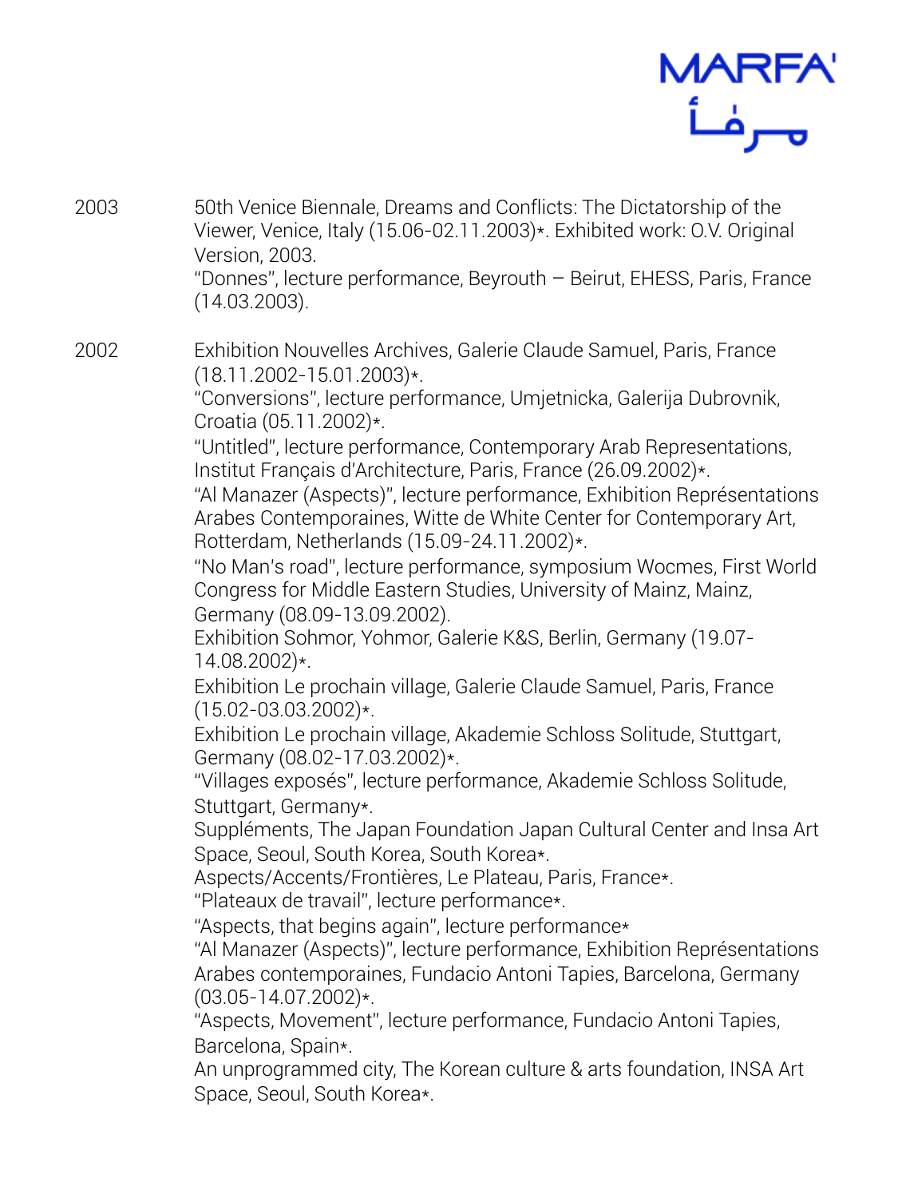2003

50th Venice Biennale, Dreams and Conflicts: The Dictatorship of the Viewer, Venice, Italy (15.06-02.11.2003)*. Exhibited work: O.V. Original Version, 2003.
"Donnes", lecture performance, Beyrouth – Beirut, EHESS, Paris, France (14.03.2003).

2002

Exhibition Nouvelles Archives, Galerie Claude Samuel, Paris, France (18.11.2002-15.01.2003)*.
"Conversions", lecture performance, Umjetnicka, Galerija Dubrovnik, Croatia (05.11.2002)*.
"Untitled", lecture performance, Contemporary Arab Representations, Institut Français d'Architecture, Paris, France (26.09.2002)*.
"Al Manazer (Aspects)", lecture performance, Exhibition Représentations Arabes Contemporaines, Witte de White Center for Contemporary Art, Rotterdam, Netherlands (15.09-24.11.2002)*.
"No Man's road", lecture performance, symposium Wocmes, First World Congress for Middle Eastern Studies, University of Mainz, Mainz, Germany (08.09-13.09.2002).
Exhibition Sohmor, Yohmor, Galerie K&S, Berlin, Germany (19.07-14.08.2002)*.
Exhibition Le prochain village, Galerie Claude Samuel, Paris, France (15.02-03.03.2002)*.
Exhibition Le prochain village, Akademie Schloss Solitude, Stuttgart, Germany (08.02-17.03.2002)*.
"Villages exposés", lecture performance, Akademie Schloss Solitude, Stuttgart, Germany*.
Suppléments, The Japan Foundation Japan Cultural Center and Insa Art Space, Seoul, South Korea, South Korea*.
Aspects/Accents/Frontières, Le Plateau, Paris, France*.
"Plateaux de travail", lecture performance*.
"Aspects, that begins again", lecture performance*
"Al Manazer (Aspects)", lecture performance, Exhibition Représentations Arabes contemporaines, Fundacio Antoni Tapies, Barcelona, Germany (03.05-14.07.2002)*.
"Aspects, Movement", lecture performance, Fundacio Antoni Tapies, Barcelona, Spain*.
An unprogrammed city, The Korean culture & arts foundation, INSA Art Space, Seoul, South Korea*.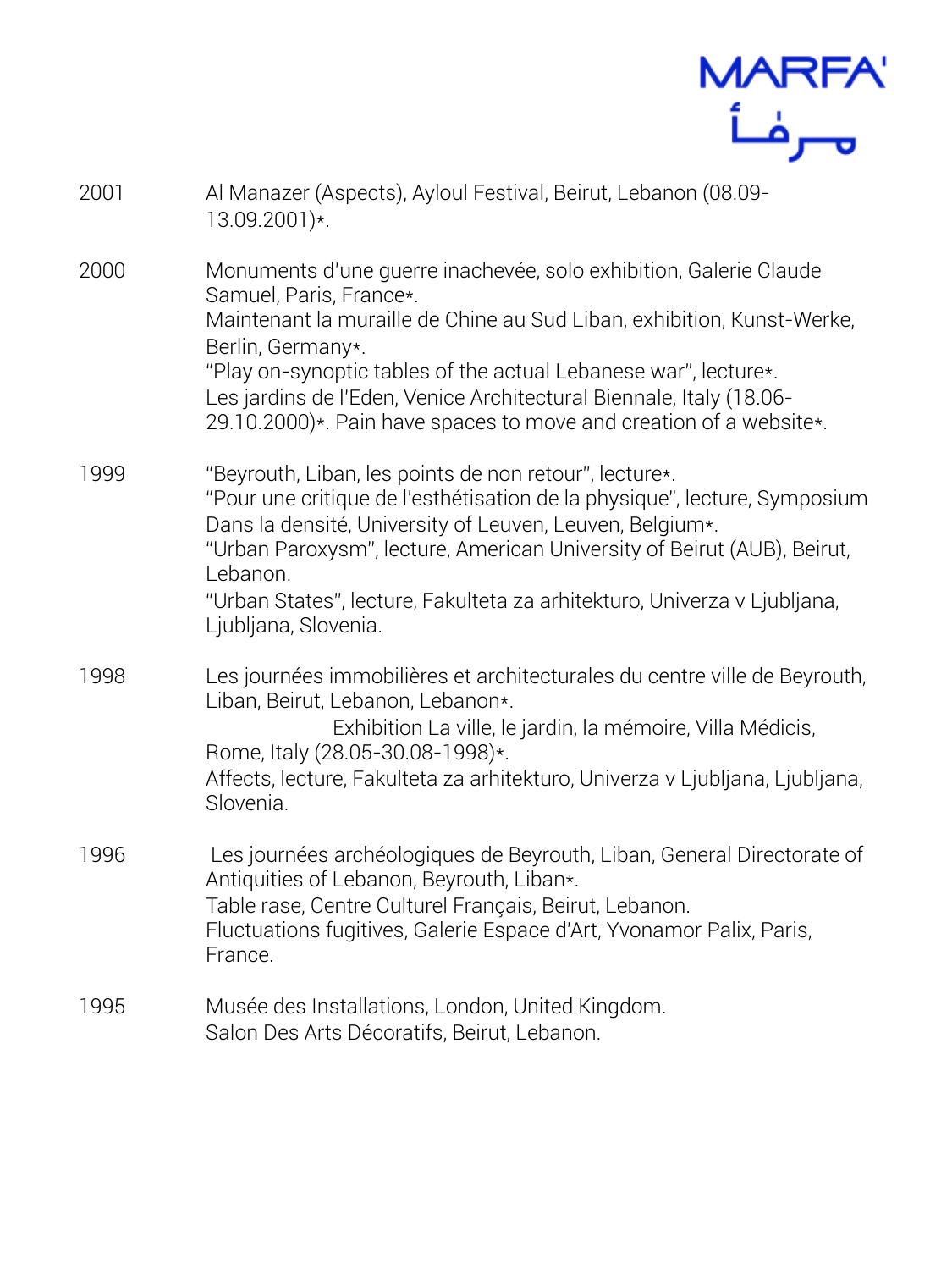2001 Al Manazer (Aspects), Ayloul Festival, Beirut, Lebanon (08.09-13.09.2001)*.

2000 Monuments d'une guerre inachevée, solo exhibition, Galerie Claude Samuel, Paris, France*.
Maintenant la muraille de Chine au Sud Liban, exhibition, Kunst-Werke, Berlin, Germany*.
"Play on-synoptic tables of the actual Lebanese war", lecture*.
Les jardins de l'Eden, Venice Architectural Biennale, Italy (18.06-29.10.2000)*. Pain have spaces to move and creation of a website*.

1999 "Beyrouth, Liban, les points de non retour", lecture*.
"Pour une critique de l'esthétisation de la physique", lecture, Symposium Dans la densité, University of Leuven, Leuven, Belgium*.
"Urban Paroxysm", lecture, American University of Beirut (AUB), Beirut, Lebanon.
"Urban States", lecture, Fakulteta za arhitekturo, Univerza v Ljubljana, Ljubljana, Slovenia.

1998 Les journées immobilières et architecturales du centre ville de Beyrouth, Liban, Beirut, Lebanon, Lebanon*.
Exhibition La ville, le jardin, la mémoire, Villa Médicis, Rome, Italy (28.05-30.08-1998)*.
Affects, lecture, Fakulteta za arhitekturo, Univerza v Ljubljana, Ljubljana, Slovenia.

1996 Les journées archéologiques de Beyrouth, Liban, General Directorate of Antiquities of Lebanon, Beyrouth, Liban*.
Table rase, Centre Culturel Français, Beirut, Lebanon.
Fluctuations fugitives, Galerie Espace d'Art, Yvonamor Palix, Paris, France.

1995 Musée des Installations, London, United Kingdom.
Salon Des Arts Décoratifs, Beirut, Lebanon.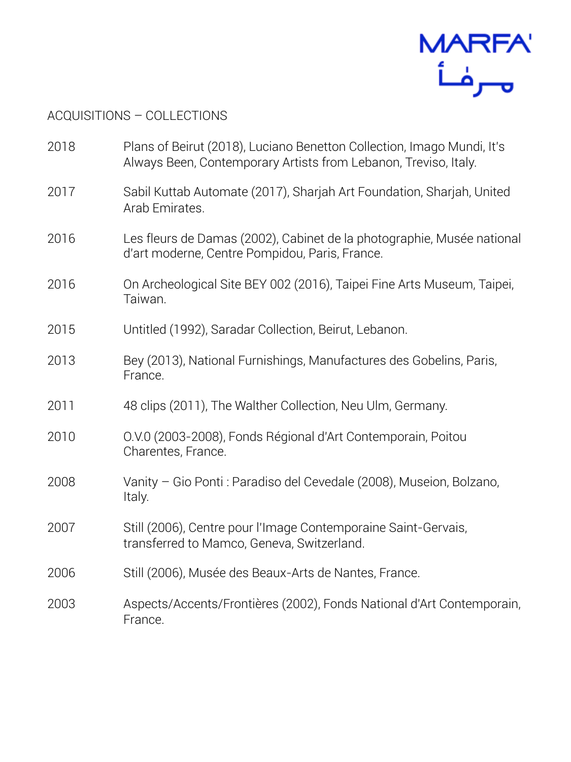## ACQUISITIONS – COLLECTIONS

2018 Plans of Beirut (2018), Luciano Benetton Collection, Imago Mundi, It's Always Been, Contemporary Artists from Lebanon, Treviso, Italy.

2017 Sabil Kuttab Automate (2017), Sharjah Art Foundation, Sharjah, United Arab Emirates.

2016 Les fleurs de Damas (2002), Cabinet de la photographie, Musée national d'art moderne, Centre Pompidou, Paris, France.

2016 On Archeological Site BEY 002 (2016), Taipei Fine Arts Museum, Taipei, Taiwan.

2015 Untitled (1992), Saradar Collection, Beirut, Lebanon.

2013 Bey (2013), National Furnishings, Manufactures des Gobelins, Paris, France.

2011 48 clips (2011), The Walther Collection, Neu Ulm, Germany.

2010 O.V.0 (2003-2008), Fonds Régional d'Art Contemporain, Poitou Charentes, France.

2008 Vanity – Gio Ponti : Paradiso del Cevedale (2008), Museion, Bolzano, Italy.

2007 Still (2006), Centre pour l'Image Contemporaine Saint-Gervais, transferred to Mamco, Geneva, Switzerland.

2006 Still (2006), Musée des Beaux-Arts de Nantes, France.

2003 Aspects/Accents/Frontières (2002), Fonds National d'Art Contemporain, France.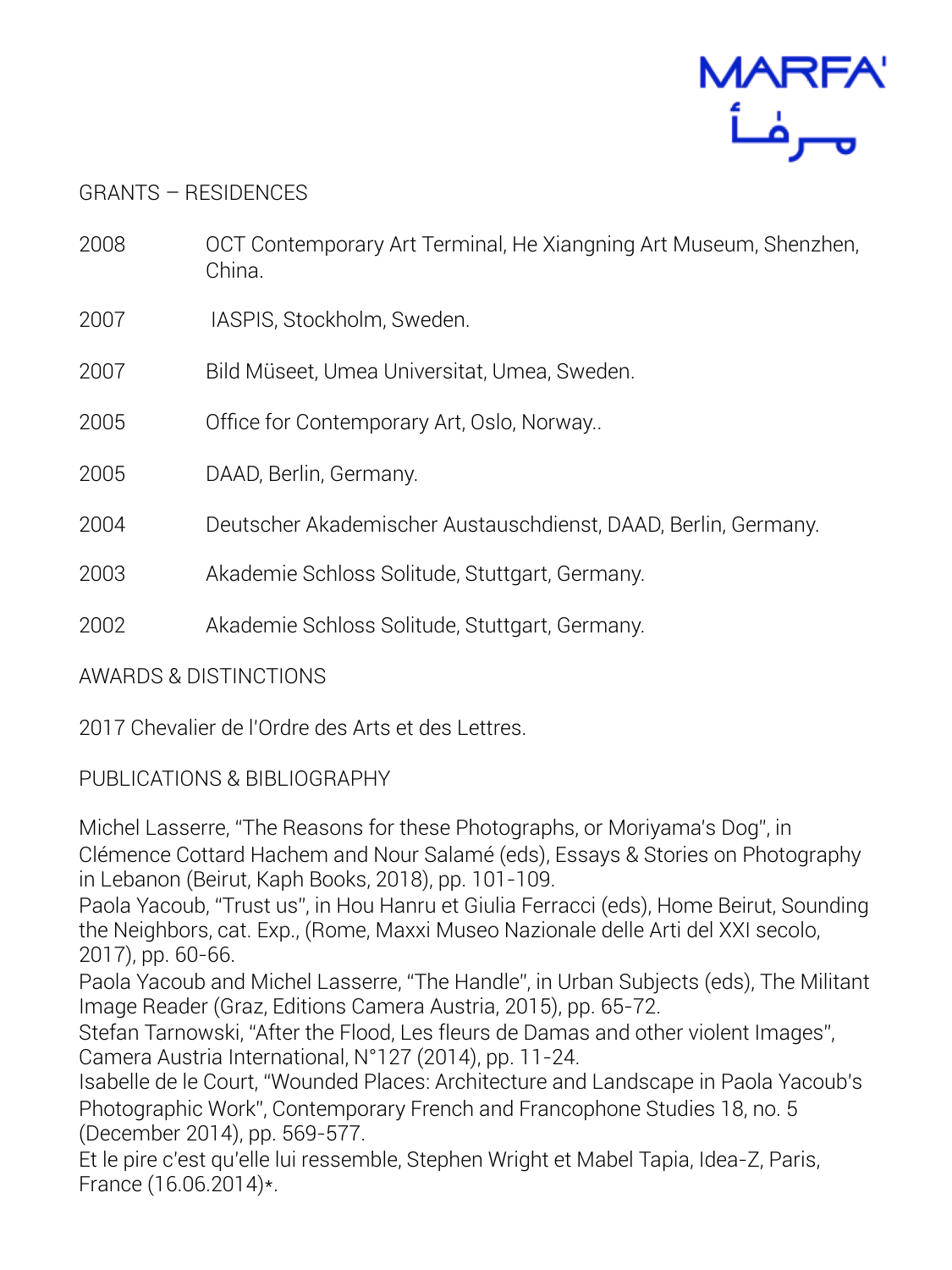## GRANTS – RESIDENCES

2008 OCT Contemporary Art Terminal, He Xiangning Art Museum, Shenzhen, China.

2007 IASPIS, Stockholm, Sweden.

2007 Bild Müseet, Umea Universitat, Umea, Sweden.

2005 Office for Contemporary Art, Oslo, Norway..

2005 DAAD, Berlin, Germany.

2004 Deutscher Akademischer Austauschdienst, DAAD, Berlin, Germany.

2003 Akademie Schloss Solitude, Stuttgart, Germany.

2002 Akademie Schloss Solitude, Stuttgart, Germany.

## AWARDS & DISTINCTIONS

2017 Chevalier de l'Ordre des Arts et des Lettres.

## PUBLICATIONS & BIBLIOGRAPHY

Michel Lasserre, "The Reasons for these Photographs, or Moriyama's Dog", in Clémence Cottard Hachem and Nour Salamé (eds), Essays & Stories on Photography in Lebanon (Beirut, Kaph Books, 2018), pp. 101-109.
Paola Yacoub, "Trust us", in Hou Hanru et Giulia Ferracci (eds), Home Beirut, Sounding the Neighbors, cat. Exp., (Rome, Maxxi Museo Nazionale delle Arti del XXI secolo, 2017), pp. 60-66.
Paola Yacoub and Michel Lasserre, "The Handle", in Urban Subjects (eds), The Militant Image Reader (Graz, Editions Camera Austria, 2015), pp. 65-72.
Stefan Tarnowski, "After the Flood, Les fleurs de Damas and other violent Images", Camera Austria International, N°127 (2014), pp. 11-24.
Isabelle de le Court, "Wounded Places: Architecture and Landscape in Paola Yacoub's Photographic Work", Contemporary French and Francophone Studies 18, no. 5 (December 2014), pp. 569-577.
Et le pire c'est qu'elle lui ressemble, Stephen Wright et Mabel Tapia, Idea-Z, Paris, France (16.06.2014)*.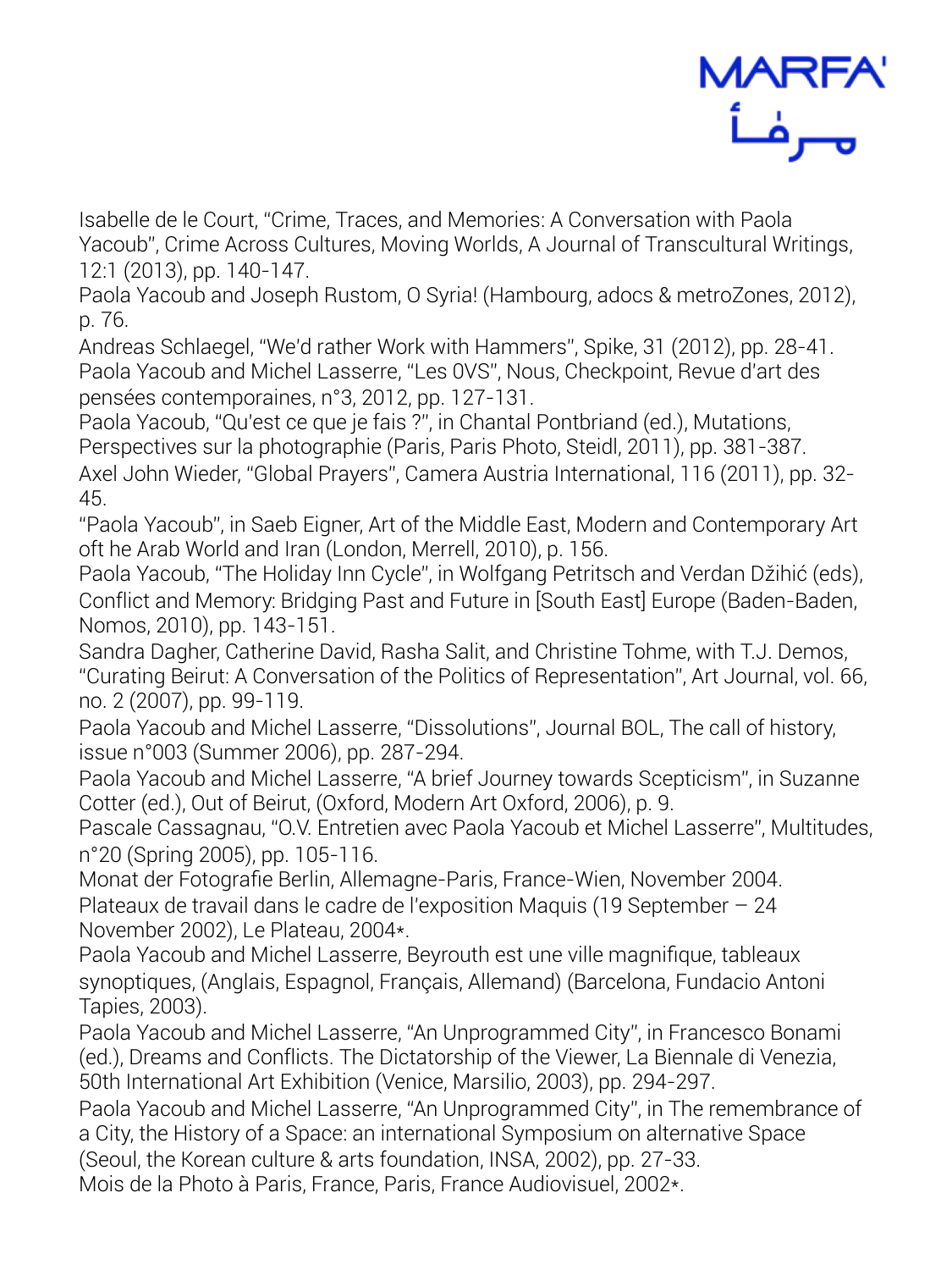Isabelle de le Court, "Crime, Traces, and Memories: A Conversation with Paola Yacoub", Crime Across Cultures, Moving Worlds, A Journal of Transcultural Writings, 12:1 (2013), pp. 140-147.

Paola Yacoub and Joseph Rustom, O Syria! (Hambourg, adocs & metroZones, 2012), p. 76.

Andreas Schlaegel, "We'd rather Work with Hammers", Spike, 31 (2012), pp. 28-41.

Paola Yacoub and Michel Lasserre, "Les 0VS", Nous, Checkpoint, Revue d'art des pensées contemporaines, n°3, 2012, pp. 127-131.

Paola Yacoub, "Qu'est ce que je fais ?", in Chantal Pontbriand (ed.), Mutations, Perspectives sur la photographie (Paris, Paris Photo, Steidl, 2011), pp. 381-387.

Axel John Wieder, "Global Prayers", Camera Austria International, 116 (2011), pp. 32-45.

"Paola Yacoub", in Saeb Eigner, Art of the Middle East, Modern and Contemporary Art oft he Arab World and Iran (London, Merrell, 2010), p. 156.

Paola Yacoub, "The Holiday Inn Cycle", in Wolfgang Petritsch and Verdan Džihić (eds), Conflict and Memory: Bridging Past and Future in [South East] Europe (Baden-Baden, Nomos, 2010), pp. 143-151.

Sandra Dagher, Catherine David, Rasha Salit, and Christine Tohme, with T.J. Demos, "Curating Beirut: A Conversation of the Politics of Representation", Art Journal, vol. 66, no. 2 (2007), pp. 99-119.

Paola Yacoub and Michel Lasserre, "Dissolutions", Journal BOL, The call of history, issue n°003 (Summer 2006), pp. 287-294.

Paola Yacoub and Michel Lasserre, "A brief Journey towards Scepticism", in Suzanne Cotter (ed.), Out of Beirut, (Oxford, Modern Art Oxford, 2006), p. 9.

Pascale Cassagnau, "O.V. Entretien avec Paola Yacoub et Michel Lasserre", Multitudes, n°20 (Spring 2005), pp. 105-116.

Monat der Fotografie Berlin, Allemagne-Paris, France-Wien, November 2004.

Plateaux de travail dans le cadre de l'exposition Maquis (19 September – 24 November 2002), Le Plateau, 2004*.

Paola Yacoub and Michel Lasserre, Beyrouth est une ville magnifique, tableaux synoptiques, (Anglais, Espagnol, Français, Allemand) (Barcelona, Fundacio Antoni Tapies, 2003).

Paola Yacoub and Michel Lasserre, "An Unprogrammed City", in Francesco Bonami (ed.), Dreams and Conflicts. The Dictatorship of the Viewer, La Biennale di Venezia, 50th International Art Exhibition (Venice, Marsilio, 2003), pp. 294-297.

Paola Yacoub and Michel Lasserre, "An Unprogrammed City", in The remembrance of a City, the History of a Space: an international Symposium on alternative Space (Seoul, the Korean culture & arts foundation, INSA, 2002), pp. 27-33.

Mois de la Photo à Paris, France, Paris, France Audiovisuel, 2002*.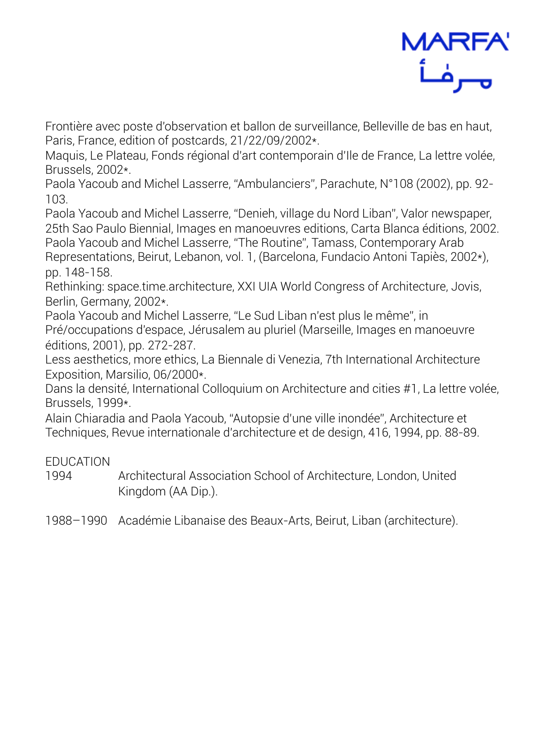Frontière avec poste d'observation et ballon de surveillance, Belleville de bas en haut, Paris, France, edition of postcards, 21/22/09/2002*.

Maquis, Le Plateau, Fonds régional d'art contemporain d'Ile de France, La lettre volée, Brussels, 2002*.

Paola Yacoub and Michel Lasserre, "Ambulanciers", Parachute, N°108 (2002), pp. 92-103.

Paola Yacoub and Michel Lasserre, "Denieh, village du Nord Liban", Valor newspaper, 25th Sao Paulo Biennial, Images en manoeuvres editions, Carta Blanca éditions, 2002.

Paola Yacoub and Michel Lasserre, "The Routine", Tamass, Contemporary Arab Representations, Beirut, Lebanon, vol. 1, (Barcelona, Fundacio Antoni Tapiès, 2002*), pp. 148-158.

Rethinking: space.time.architecture, XXI UIA World Congress of Architecture, Jovis, Berlin, Germany, 2002*.

Paola Yacoub and Michel Lasserre, "Le Sud Liban n'est plus le même", in Pré/occupations d'espace, Jérusalem au pluriel (Marseille, Images en manoeuvre éditions, 2001), pp. 272-287.

Less aesthetics, more ethics, La Biennale di Venezia, 7th International Architecture Exposition, Marsilio, 06/2000*.

Dans la densité, International Colloquium on Architecture and cities #1, La lettre volée, Brussels, 1999*.

Alain Chiaradia and Paola Yacoub, "Autopsie d'une ville inondée", Architecture et Techniques, Revue internationale d'architecture et de design, 416, 1994, pp. 88-89.

EDUCATION

1994 Architectural Association School of Architecture, London, United Kingdom (AA Dip.).

1988–1990 Académie Libanaise des Beaux-Arts, Beirut, Liban (architecture).